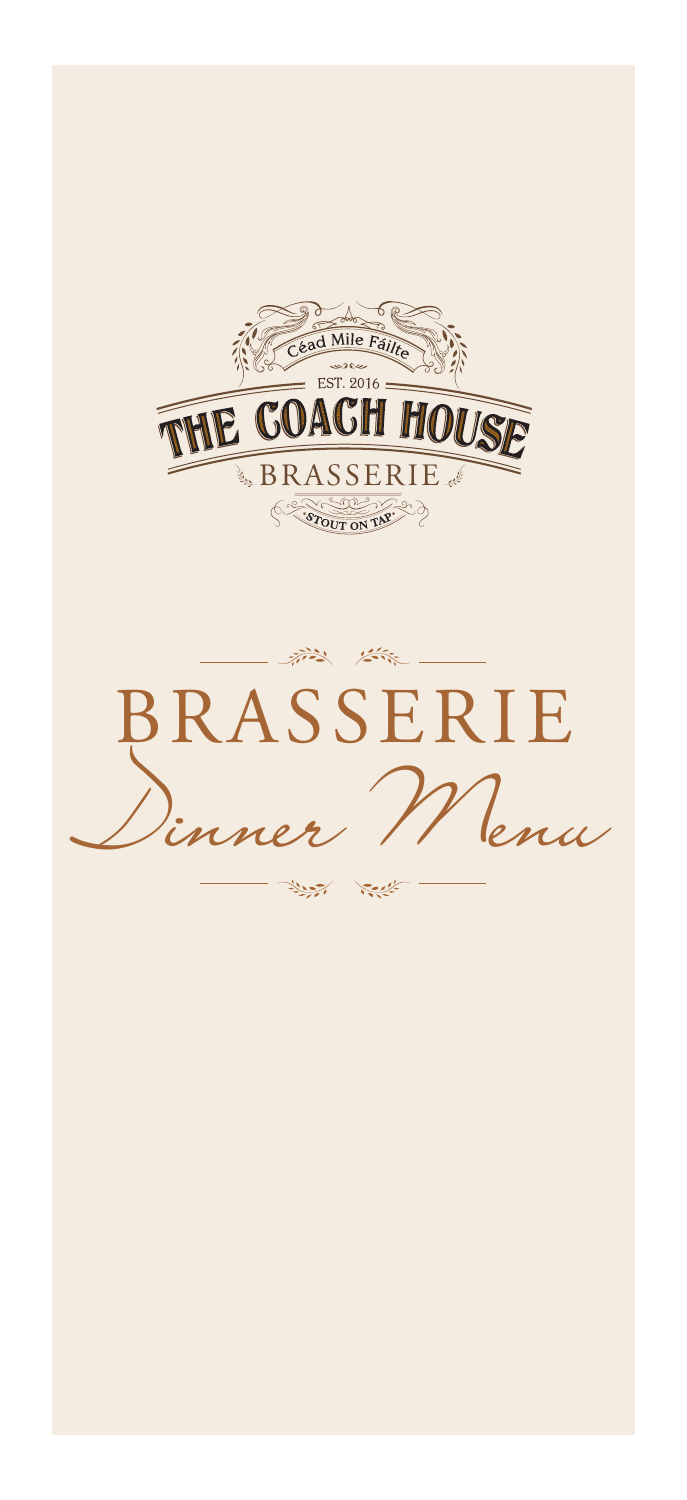Céad Mile Fáilte

EST. 2016

# THE COACH HOUSE

BRASSERIE

STOUT ON TAP

# BRASSERIE

## Dinner Menu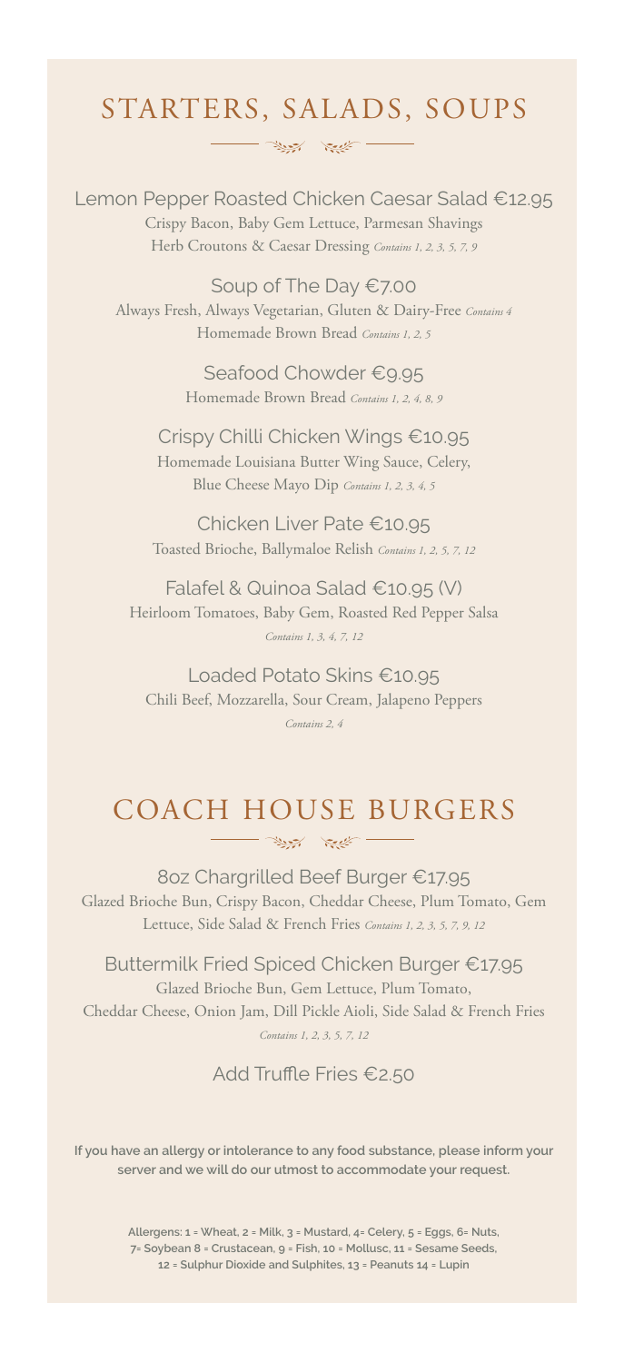## STARTERS, SALADS, SOUPS

**Lemon Pepper Roasted Chicken Caesar Salad €12.95**
Crispy Bacon, Baby Gem Lettuce, Parmesan Shavings
Herb Croutons & Caesar Dressing *Contains 1, 2, 3, 5, 7, 9*

**Soup of The Day €7.00**
Always Fresh, Always Vegetarian, Gluten & Dairy-Free *Contains 4*
Homemade Brown Bread *Contains 1, 2, 5*

**Seafood Chowder €9.95**
Homemade Brown Bread *Contains 1, 2, 4, 8, 9*

**Crispy Chilli Chicken Wings €10.95**
Homemade Louisiana Butter Wing Sauce, Celery,
Blue Cheese Mayo Dip *Contains 1, 2, 3, 4, 5*

**Chicken Liver Pate €10.95**
Toasted Brioche, Ballymaloe Relish *Contains 1, 2, 5, 7, 12*

**Falafel & Quinoa Salad €10.95 (V)**
Heirloom Tomatoes, Baby Gem, Roasted Red Pepper Salsa
*Contains 1, 3, 4, 7, 12*

**Loaded Potato Skins €10.95**
Chili Beef, Mozzarella, Sour Cream, Jalapeno Peppers
*Contains 2, 4*

## COACH HOUSE BURGERS

**8oz Chargrilled Beef Burger €17.95**
Glazed Brioche Bun, Crispy Bacon, Cheddar Cheese, Plum Tomato, Gem Lettuce, Side Salad & French Fries *Contains 1, 2, 3, 5, 7, 9, 12*

**Buttermilk Fried Spiced Chicken Burger €17.95**
Glazed Brioche Bun, Gem Lettuce, Plum Tomato,
Cheddar Cheese, Onion Jam, Dill Pickle Aioli, Side Salad & French Fries
*Contains 1, 2, 3, 5, 7, 12*

**Add Truffle Fries €2.50**

**If you have an allergy or intolerance to any food substance, please inform your server and we will do our utmost to accommodate your request.**

**Allergens: 1 = Wheat, 2 = Milk, 3 = Mustard, 4= Celery, 5 = Eggs, 6= Nuts, 7= Soybean 8 = Crustacean, 9 = Fish, 10 = Mollusc, 11 = Sesame Seeds, 12 = Sulphur Dioxide and Sulphites, 13 = Peanuts 14 = Lupin**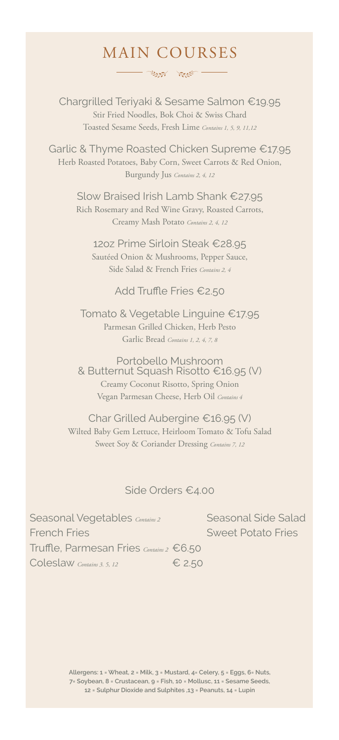# MAIN COURSES

**Chargrilled Teriyaki & Sesame Salmon €19.95**
Stir Fried Noodles, Bok Choi & Swiss Chard
Toasted Sesame Seeds, Fresh Lime *Contains 1, 5, 9, 11,12*

**Garlic & Thyme Roasted Chicken Supreme €17.95**
Herb Roasted Potatoes, Baby Corn, Sweet Carrots & Red Onion,
Burgundy Jus *Contains 2, 4, 12*

**Slow Braised Irish Lamb Shank €27.95**
Rich Rosemary and Red Wine Gravy, Roasted Carrots,
Creamy Mash Potato *Contains 2, 4, 12*

**12oz Prime Sirloin Steak €28.95**
Sautéed Onion & Mushrooms, Pepper Sauce,
Side Salad & French Fries *Contains 2, 4*

Add Truffle Fries €2.50

**Tomato & Vegetable Linguine €17.95**
Parmesan Grilled Chicken, Herb Pesto
Garlic Bread *Contains 1, 2, 4, 7, 8*

**Portobello Mushroom & Butternut Squash Risotto €16.95 (V)**
Creamy Coconut Risotto, Spring Onion
Vegan Parmesan Cheese, Herb Oil *Contains 4*

**Char Grilled Aubergine €16.95 (V)**
Wilted Baby Gem Lettuce, Heirloom Tomato & Tofu Salad
Sweet Soy & Coriander Dressing *Contains 7, 12*

## Side Orders €4.00

- Seasonal Vegetables *Contains 2*
- Seasonal Side Salad
- French Fries
- Sweet Potato Fries
- Truffle, Parmesan Fries *Contains 2* €6.50
- Coleslaw *Contains 3. 5, 12* € 2.50

**Allergens: 1 = Wheat, 2 = Milk, 3 = Mustard, 4= Celery, 5 = Eggs, 6= Nuts, 7= Soybean, 8 = Crustacean, 9 = Fish, 10 = Mollusc, 11 = Sesame Seeds, 12 = Sulphur Dioxide and Sulphites ,13 = Peanuts, 14 = Lupin**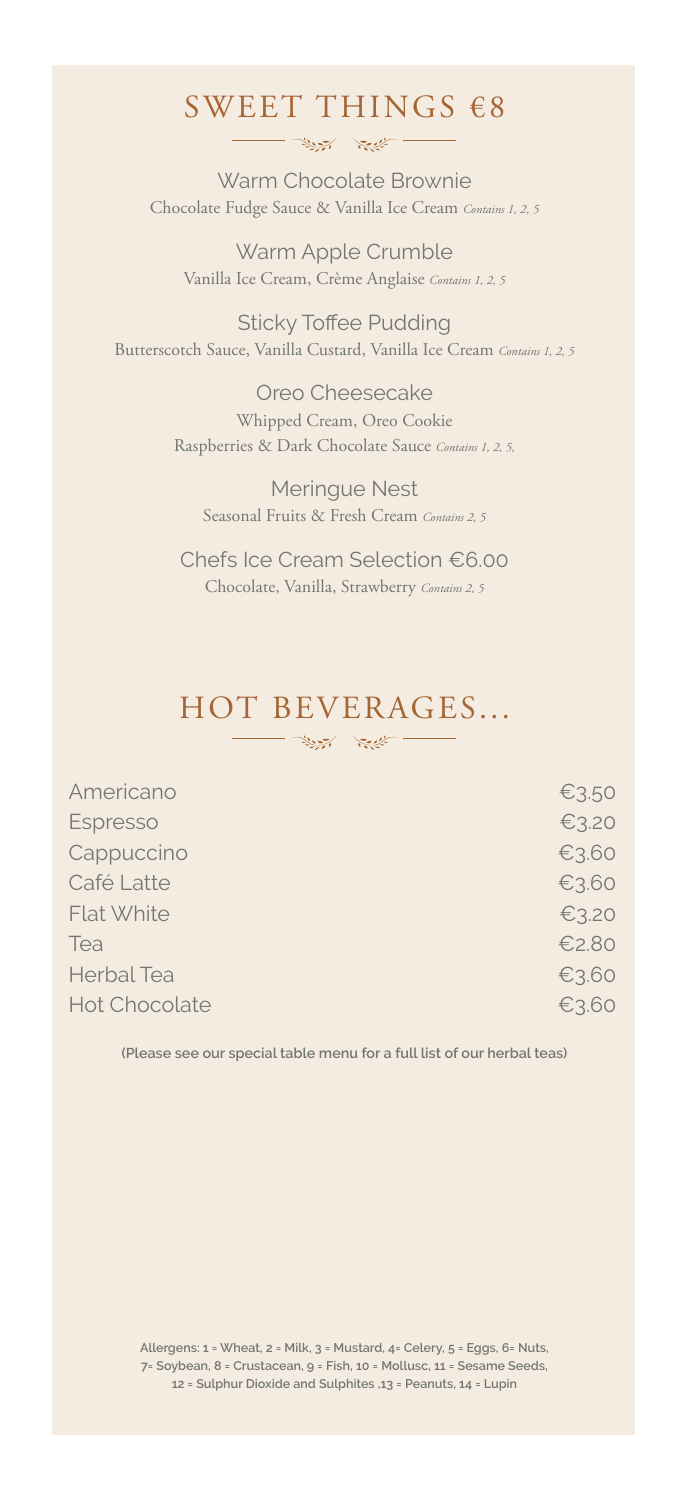## SWEET THINGS €8

**Warm Chocolate Brownie**
Chocolate Fudge Sauce & Vanilla Ice Cream *Contains 1, 2, 5*

**Warm Apple Crumble**
Vanilla Ice Cream, Crème Anglaise *Contains 1, 2, 5*

**Sticky Toffee Pudding**
Butterscotch Sauce, Vanilla Custard, Vanilla Ice Cream *Contains 1, 2, 5*

**Oreo Cheesecake**
Whipped Cream, Oreo Cookie
Raspberries & Dark Chocolate Sauce *Contains 1, 2, 5,*

**Meringue Nest**
Seasonal Fruits & Fresh Cream *Contains 2, 5*

**Chefs Ice Cream Selection €6.00**
Chocolate, Vanilla, Strawberry *Contains 2, 5*

## HOT BEVERAGES...

| | |
|---|---|
| Americano | €3.50 |
| Espresso | €3.20 |
| Cappuccino | €3.60 |
| Café Latte | €3.60 |
| Flat White | €3.20 |
| Tea | €2.80 |
| Herbal Tea | €3.60 |
| Hot Chocolate | €3.60 |

**(Please see our special table menu for a full list of our herbal teas)**

**Allergens: 1 = Wheat, 2 = Milk, 3 = Mustard, 4= Celery, 5 = Eggs, 6= Nuts, 7= Soybean, 8 = Crustacean, 9 = Fish, 10 = Mollusc, 11 = Sesame Seeds, 12 = Sulphur Dioxide and Sulphites ,13 = Peanuts, 14 = Lupin**